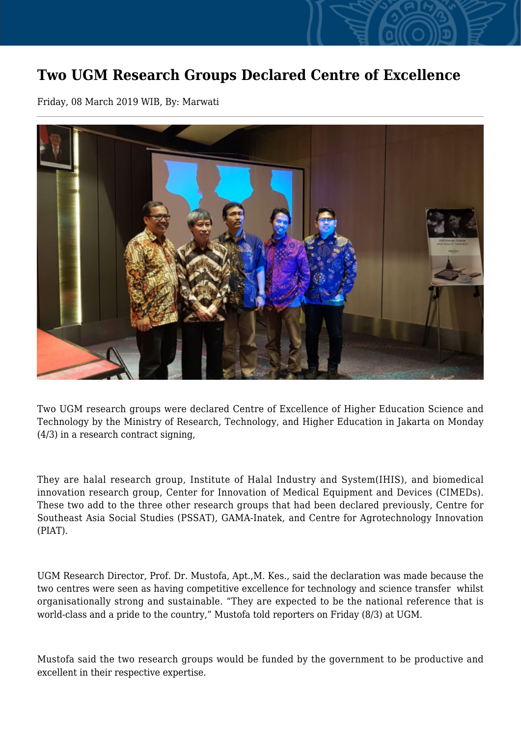# Two UGM Research Groups Declared Centre of Excellence

Friday, 08 March 2019 WIB, By: Marwati

Two UGM research groups were declared Centre of Excellence of Higher Education Science and Technology by the Ministry of Research, Technology, and Higher Education in Jakarta on Monday (4/3) in a research contract signing,

They are halal research group, Institute of Halal Industry and System(IHIS), and biomedical innovation research group, Center for Innovation of Medical Equipment and Devices (CIMEDs). These two add to the three other research groups that had been declared previously, Centre for Southeast Asia Social Studies (PSSAT), GAMA-Inatek, and Centre for Agrotechnology Innovation (PIAT).

UGM Research Director, Prof. Dr. Mustofa, Apt.,M. Kes., said the declaration was made because the two centres were seen as having competitive excellence for technology and science transfer whilst organisationally strong and sustainable. "They are expected to be the national reference that is world-class and a pride to the country," Mustofa told reporters on Friday (8/3) at UGM.

Mustofa said the two research groups would be funded by the government to be productive and excellent in their respective expertise.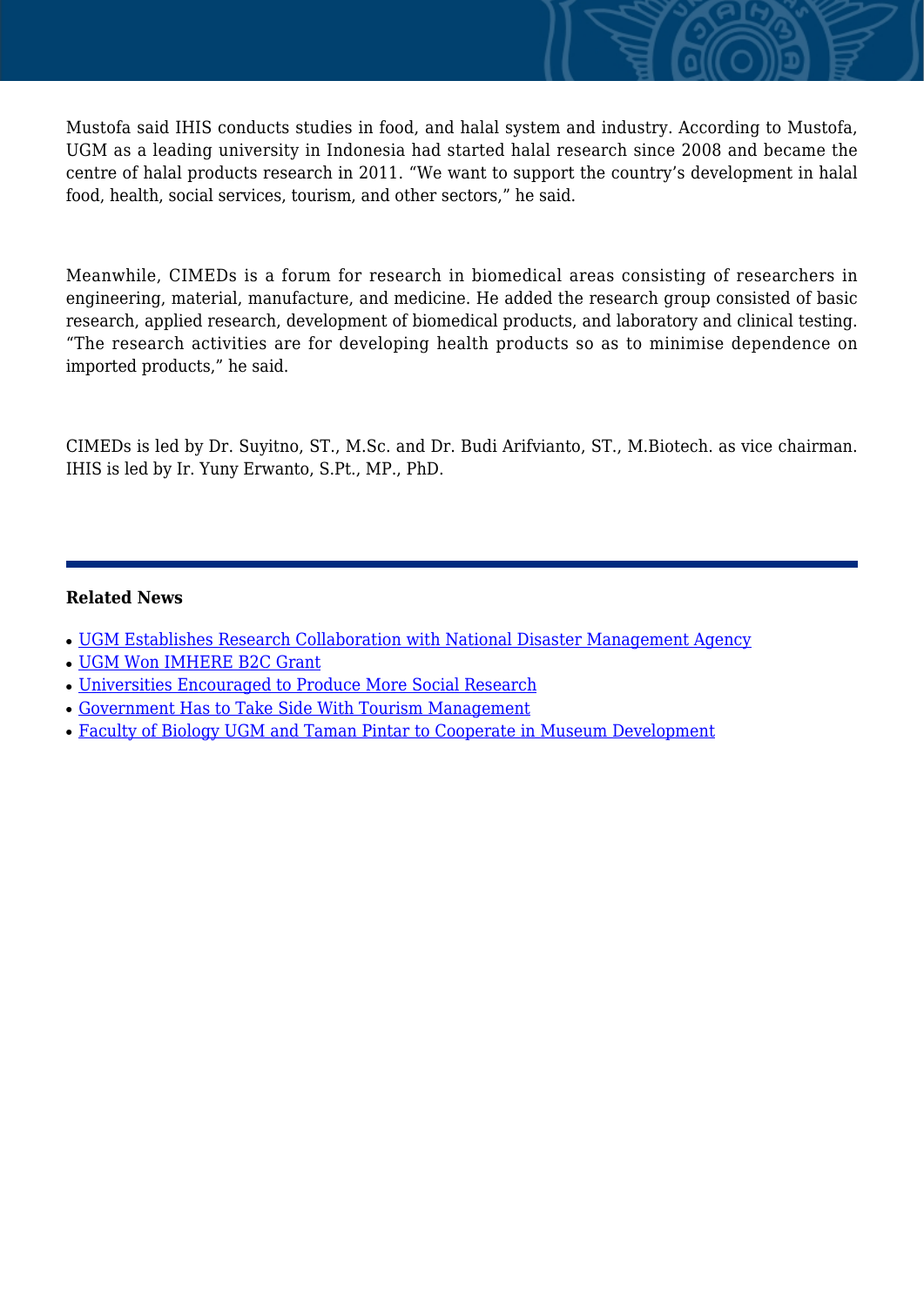Mustofa said IHIS conducts studies in food, and halal system and industry. According to Mustofa, UGM as a leading university in Indonesia had started halal research since 2008 and became the centre of halal products research in 2011. “We want to support the country’s development in halal food, health, social services, tourism, and other sectors,” he said.

Meanwhile, CIMEDs is a forum for research in biomedical areas consisting of researchers in engineering, material, manufacture, and medicine. He added the research group consisted of basic research, applied research, development of biomedical products, and laboratory and clinical testing. “The research activities are for developing health products so as to minimise dependence on imported products,” he said.

CIMEDs is led by Dr. Suyitno, ST., M.Sc. and Dr. Budi Arifvianto, ST., M.Biotech. as vice chairman. IHIS is led by Ir. Yuny Erwanto, S.Pt., MP., PhD.

---

**Related News**

- UGM Establishes Research Collaboration with National Disaster Management Agency
- UGM Won IMHERE B2C Grant
- Universities Encouraged to Produce More Social Research
- Government Has to Take Side With Tourism Management
- Faculty of Biology UGM and Taman Pintar to Cooperate in Museum Development